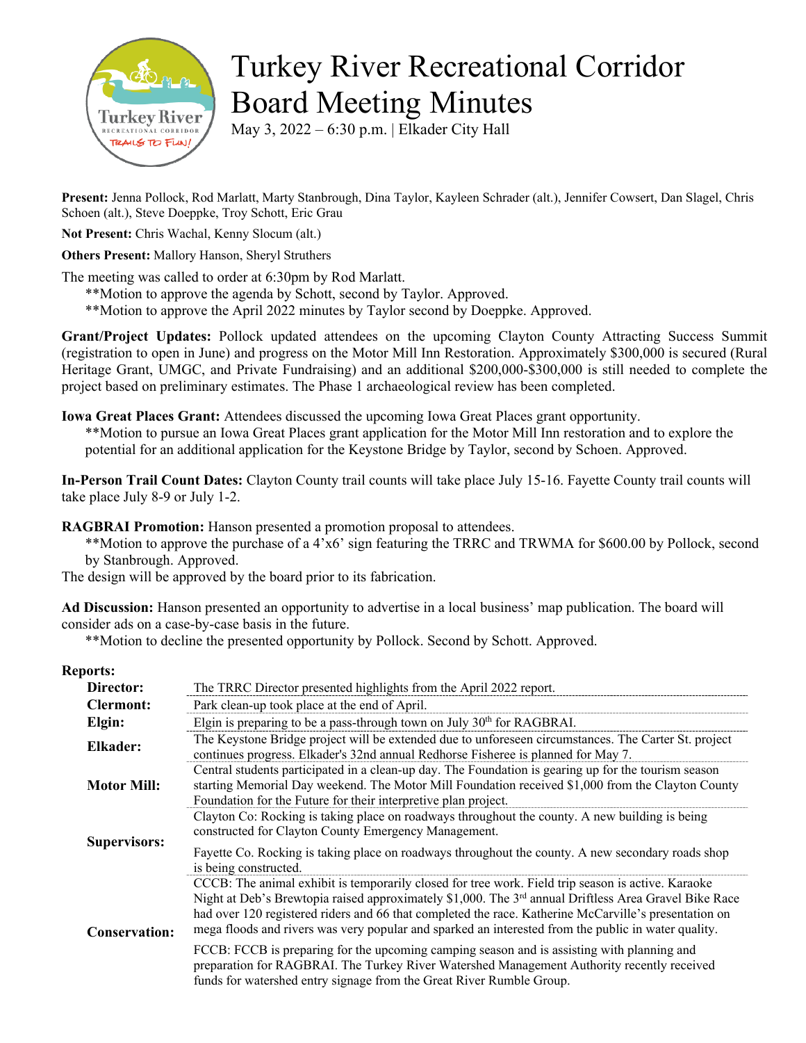# Turkey River Recreational Corridor Board Meeting Minutes

May 3, 2022 – 6:30 p.m. | Elkader City Hall

**Present:** Jenna Pollock, Rod Marlatt, Marty Stanbrough, Dina Taylor, Kayleen Schrader (alt.), Jennifer Cowsert, Dan Slagel, Chris Schoen (alt.), Steve Doeppke, Troy Schott, Eric Grau

**Not Present:** Chris Wachal, Kenny Slocum (alt.)

**Others Present:** Mallory Hanson, Sheryl Struthers

The meeting was called to order at 6:30pm by Rod Marlatt.

> **Motion to approve the agenda by Schott, second by Taylor. Approved.
>
> **Motion to approve the April 2022 minutes by Taylor second by Doeppke. Approved.

**Grant/Project Updates:** Pollock updated attendees on the upcoming Clayton County Attracting Success Summit (registration to open in June) and progress on the Motor Mill Inn Restoration. Approximately $300,000 is secured (Rural Heritage Grant, UMGC, and Private Fundraising) and an additional $200,000-$300,000 is still needed to complete the project based on preliminary estimates. The Phase 1 archaeological review has been completed.

**Iowa Great Places Grant:** Attendees discussed the upcoming Iowa Great Places grant opportunity.

> **Motion to pursue an Iowa Great Places grant application for the Motor Mill Inn restoration and to explore the potential for an additional application for the Keystone Bridge by Taylor, second by Schoen. Approved.

**In-Person Trail Count Dates:** Clayton County trail counts will take place July 15-16. Fayette County trail counts will take place July 8-9 or July 1-2.

**RAGBRAI Promotion:** Hanson presented a promotion proposal to attendees.

> **Motion to approve the purchase of a 4'x6' sign featuring the TRRC and TRWMA for $600.00 by Pollock, second by Stanbrough. Approved.

The design will be approved by the board prior to its fabrication.

**Ad Discussion:** Hanson presented an opportunity to advertise in a local business' map publication. The board will consider ads on a case-by-case basis in the future.

> **Motion to decline the presented opportunity by Pollock. Second by Schott. Approved.

**Reports:**

| | |
|---|---|
| **Director:** | The TRRC Director presented highlights from the April 2022 report. |
| **Clermont:** | Park clean-up took place at the end of April. |
| **Elgin:** | Elgin is preparing to be a pass-through town on July 30th for RAGBRAI. |
| **Elkader:** | The Keystone Bridge project will be extended due to unforeseen circumstances. The Carter St. project continues progress. Elkader's 32nd annual Redhorse Fisheree is planned for May 7. |
| **Motor Mill:** | Central students participated in a clean-up day. The Foundation is gearing up for the tourism season starting Memorial Day weekend. The Motor Mill Foundation received $1,000 from the Clayton County Foundation for the Future for their interpretive plan project. |
| **Supervisors:** | Clayton Co: Rocking is taking place on roadways throughout the county. A new building is being constructed for Clayton County Emergency Management. |
| | Fayette Co. Rocking is taking place on roadways throughout the county. A new secondary roads shop is being constructed. |
| **Conservation:** | CCCB: The animal exhibit is temporarily closed for tree work. Field trip season is active. Karaoke Night at Deb's Brewtopia raised approximately $1,000. The 3rd annual Driftless Area Gravel Bike Race had over 120 registered riders and 66 that completed the race. Katherine McCarville's presentation on mega floods and rivers was very popular and sparked an interested from the public in water quality. |
| | FCCB: FCCB is preparing for the upcoming camping season and is assisting with planning and preparation for RAGBRAI. The Turkey River Watershed Management Authority recently received funds for watershed entry signage from the Great River Rumble Group. |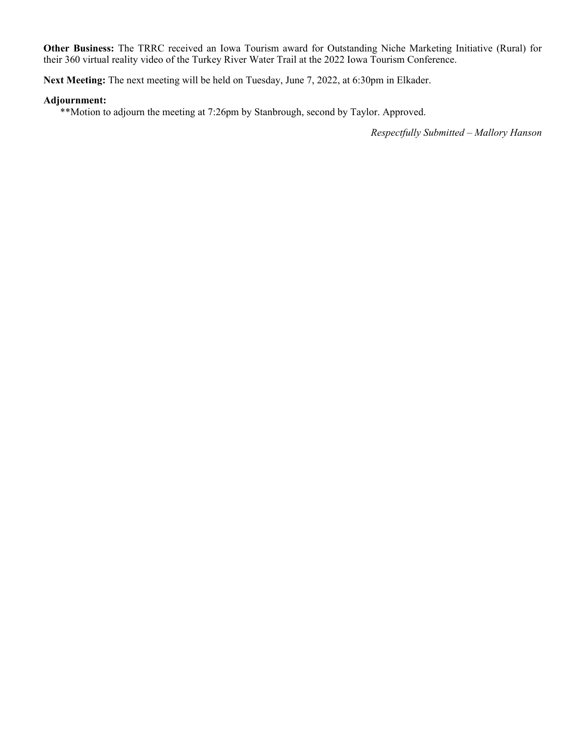**Other Business:** The TRRC received an Iowa Tourism award for Outstanding Niche Marketing Initiative (Rural) for their 360 virtual reality video of the Turkey River Water Trail at the 2022 Iowa Tourism Conference.

**Next Meeting:** The next meeting will be held on Tuesday, June 7, 2022, at 6:30pm in Elkader.

**Adjournment:**

**Motion to adjourn the meeting at 7:26pm by Stanbrough, second by Taylor. Approved.

*Respectfully Submitted – Mallory Hanson*